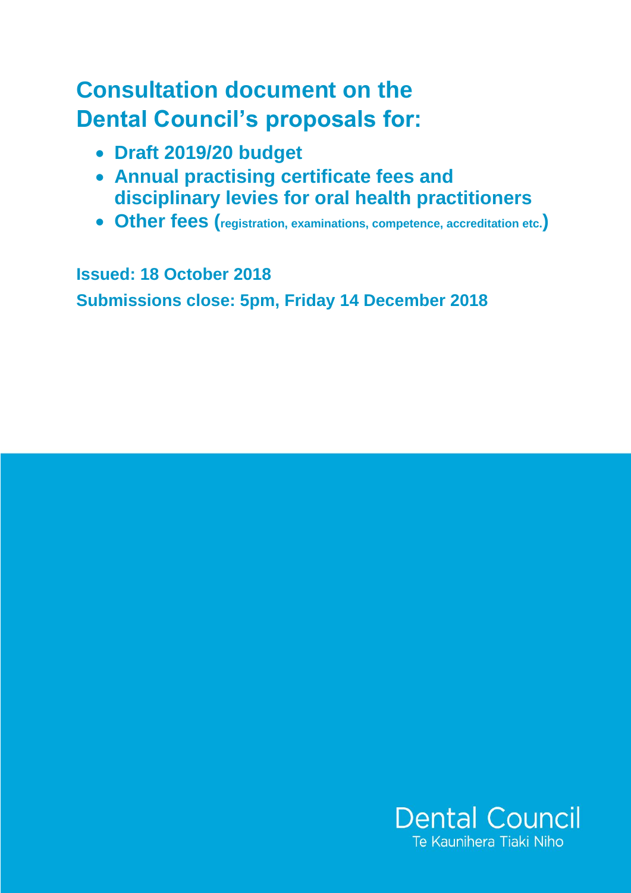# Consultation document on the Dental Council's proposals for:

- **Draft 2019/20 budget**
- **Annual practising certificate fees and disciplinary levies for oral health practitioners**
- **Other fees (registration, examinations, competence, accreditation etc.)**

**Issued: 18 October 2018**

**Submissions close: 5pm, Friday 14 December 2018**

Dental Council
Te Kaunihera Tiaki Niho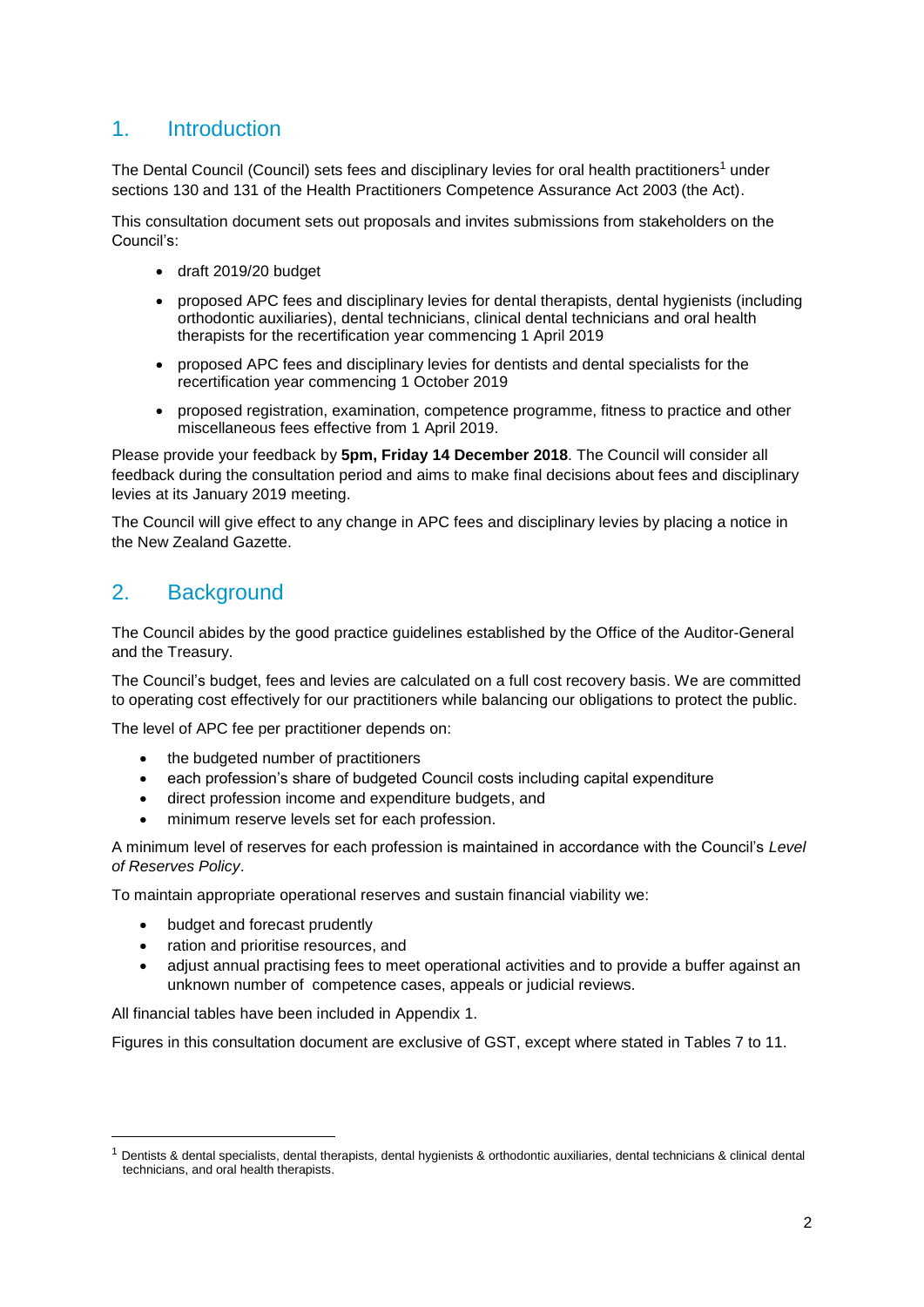## 1. Introduction

The Dental Council (Council) sets fees and disciplinary levies for oral health practitioners[1] under sections 130 and 131 of the Health Practitioners Competence Assurance Act 2003 (the Act).

This consultation document sets out proposals and invites submissions from stakeholders on the Council's:

- draft 2019/20 budget
- proposed APC fees and disciplinary levies for dental therapists, dental hygienists (including orthodontic auxiliaries), dental technicians, clinical dental technicians and oral health therapists for the recertification year commencing 1 April 2019
- proposed APC fees and disciplinary levies for dentists and dental specialists for the recertification year commencing 1 October 2019
- proposed registration, examination, competence programme, fitness to practice and other miscellaneous fees effective from 1 April 2019.

Please provide your feedback by **5pm, Friday 14 December 2018**. The Council will consider all feedback during the consultation period and aims to make final decisions about fees and disciplinary levies at its January 2019 meeting.

The Council will give effect to any change in APC fees and disciplinary levies by placing a notice in the New Zealand Gazette.

## 2. Background

The Council abides by the good practice guidelines established by the Office of the Auditor-General and the Treasury.

The Council's budget, fees and levies are calculated on a full cost recovery basis. We are committed to operating cost effectively for our practitioners while balancing our obligations to protect the public.

The level of APC fee per practitioner depends on:

- the budgeted number of practitioners
- each profession's share of budgeted Council costs including capital expenditure
- direct profession income and expenditure budgets, and
- minimum reserve levels set for each profession.

A minimum level of reserves for each profession is maintained in accordance with the Council's *Level of Reserves Policy*.

To maintain appropriate operational reserves and sustain financial viability we:

- budget and forecast prudently
- ration and prioritise resources, and
- adjust annual practising fees to meet operational activities and to provide a buffer against an unknown number of competence cases, appeals or judicial reviews.

All financial tables have been included in Appendix 1.

Figures in this consultation document are exclusive of GST, except where stated in Tables 7 to 11.

[1] Dentists & dental specialists, dental therapists, dental hygienists & orthodontic auxiliaries, dental technicians & clinical dental technicians, and oral health therapists.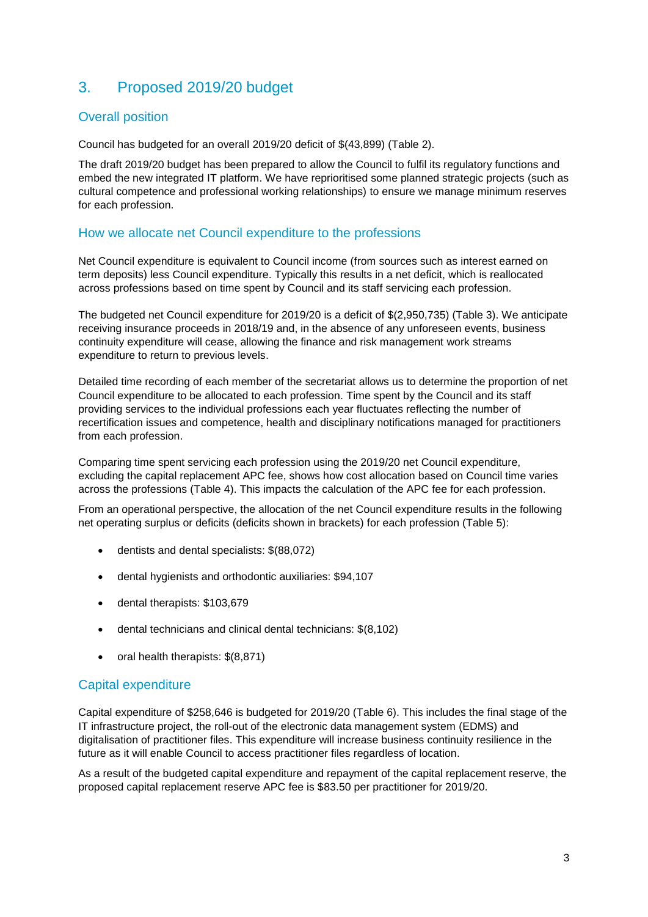## 3. Proposed 2019/20 budget

### Overall position

Council has budgeted for an overall 2019/20 deficit of $(43,899) (Table 2).

The draft 2019/20 budget has been prepared to allow the Council to fulfil its regulatory functions and embed the new integrated IT platform. We have reprioritised some planned strategic projects (such as cultural competence and professional working relationships) to ensure we manage minimum reserves for each profession.

### How we allocate net Council expenditure to the professions

Net Council expenditure is equivalent to Council income (from sources such as interest earned on term deposits) less Council expenditure. Typically this results in a net deficit, which is reallocated across professions based on time spent by Council and its staff servicing each profession.

The budgeted net Council expenditure for 2019/20 is a deficit of $(2,950,735) (Table 3). We anticipate receiving insurance proceeds in 2018/19 and, in the absence of any unforeseen events, business continuity expenditure will cease, allowing the finance and risk management work streams expenditure to return to previous levels.

Detailed time recording of each member of the secretariat allows us to determine the proportion of net Council expenditure to be allocated to each profession. Time spent by the Council and its staff providing services to the individual professions each year fluctuates reflecting the number of recertification issues and competence, health and disciplinary notifications managed for practitioners from each profession.

Comparing time spent servicing each profession using the 2019/20 net Council expenditure, excluding the capital replacement APC fee, shows how cost allocation based on Council time varies across the professions (Table 4). This impacts the calculation of the APC fee for each profession.

From an operational perspective, the allocation of the net Council expenditure results in the following net operating surplus or deficits (deficits shown in brackets) for each profession (Table 5):

- dentists and dental specialists: $(88,072)
- dental hygienists and orthodontic auxiliaries: $94,107
- dental therapists: $103,679
- dental technicians and clinical dental technicians: $(8,102)
- oral health therapists: $(8,871)

### Capital expenditure

Capital expenditure of $258,646 is budgeted for 2019/20 (Table 6). This includes the final stage of the IT infrastructure project, the roll-out of the electronic data management system (EDMS) and digitalisation of practitioner files. This expenditure will increase business continuity resilience in the future as it will enable Council to access practitioner files regardless of location.

As a result of the budgeted capital expenditure and repayment of the capital replacement reserve, the proposed capital replacement reserve APC fee is $83.50 per practitioner for 2019/20.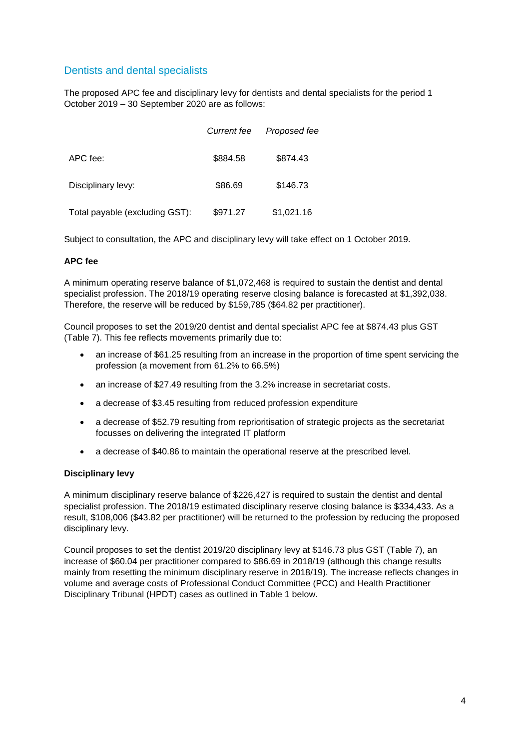## Dentists and dental specialists

The proposed APC fee and disciplinary levy for dentists and dental specialists for the period 1 October 2019 – 30 September 2020 are as follows:

| | *Current fee* | *Proposed fee* |
|---|---|---|
| APC fee: | $884.58 | $874.43 |
| Disciplinary levy: | $86.69 | $146.73 |
| Total payable (excluding GST): | $971.27 | $1,021.16 |

Subject to consultation, the APC and disciplinary levy will take effect on 1 October 2019.

**APC fee**

A minimum operating reserve balance of $1,072,468 is required to sustain the dentist and dental specialist profession. The 2018/19 operating reserve closing balance is forecasted at $1,392,038. Therefore, the reserve will be reduced by $159,785 ($64.82 per practitioner).

Council proposes to set the 2019/20 dentist and dental specialist APC fee at $874.43 plus GST (Table 7). This fee reflects movements primarily due to:

- an increase of $61.25 resulting from an increase in the proportion of time spent servicing the profession (a movement from 61.2% to 66.5%)
- an increase of $27.49 resulting from the 3.2% increase in secretariat costs.
- a decrease of $3.45 resulting from reduced profession expenditure
- a decrease of $52.79 resulting from reprioritisation of strategic projects as the secretariat focusses on delivering the integrated IT platform
- a decrease of $40.86 to maintain the operational reserve at the prescribed level.

**Disciplinary levy**

A minimum disciplinary reserve balance of $226,427 is required to sustain the dentist and dental specialist profession. The 2018/19 estimated disciplinary reserve closing balance is $334,433. As a result, $108,006 ($43.82 per practitioner) will be returned to the profession by reducing the proposed disciplinary levy.

Council proposes to set the dentist 2019/20 disciplinary levy at $146.73 plus GST (Table 7), an increase of $60.04 per practitioner compared to $86.69 in 2018/19 (although this change results mainly from resetting the minimum disciplinary reserve in 2018/19). The increase reflects changes in volume and average costs of Professional Conduct Committee (PCC) and Health Practitioner Disciplinary Tribunal (HPDT) cases as outlined in Table 1 below.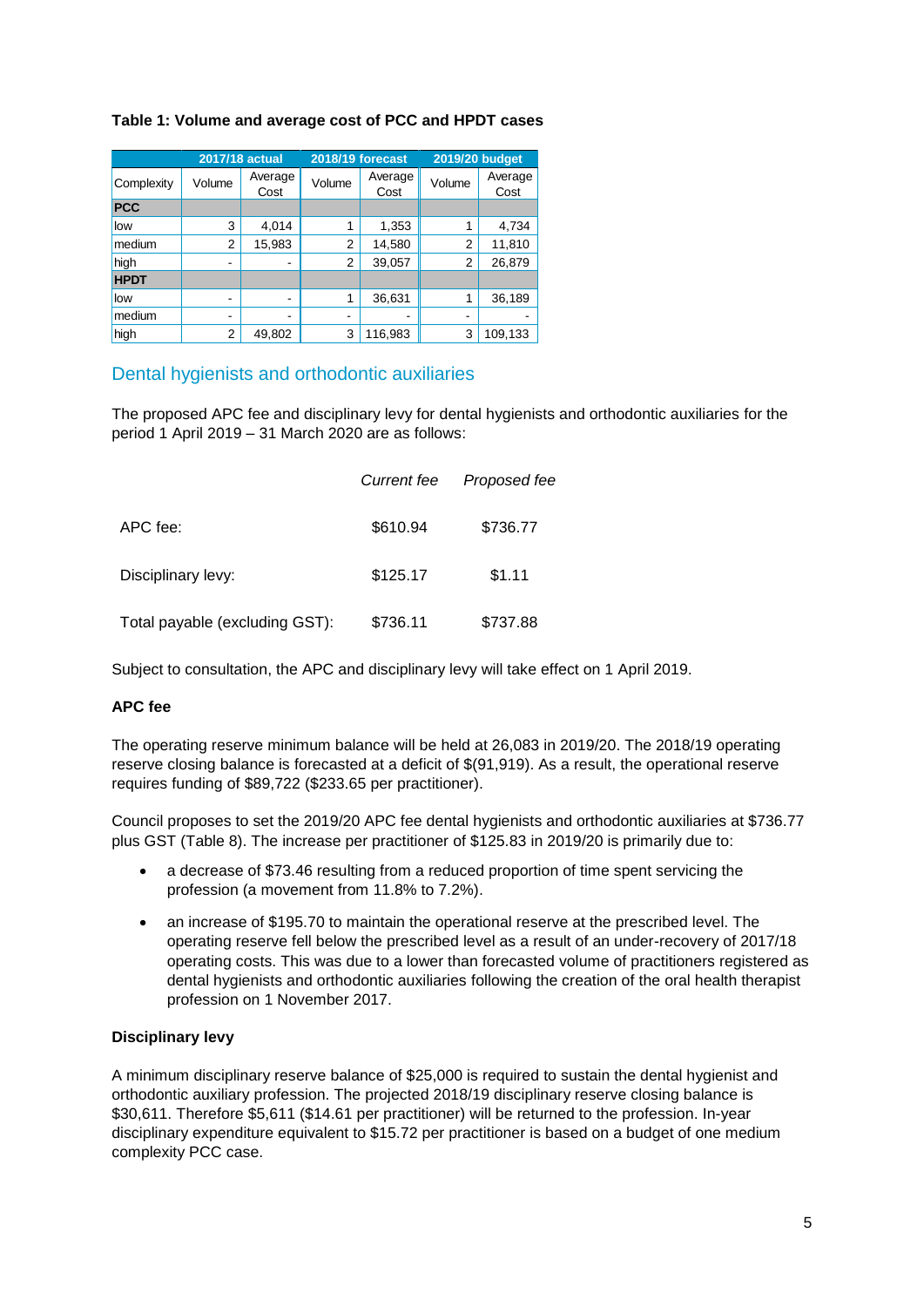**Table 1: Volume and average cost of PCC and HPDT cases**

| | 2017/18 actual | | 2018/19 forecast | | 2019/20 budget | |
|---|---|---|---|---|---|---|
| Complexity | Volume | Average Cost | Volume | Average Cost | Volume | Average Cost |
| **PCC** | | | | | | |
| low | 3 | 4,014 | 1 | 1,353 | 1 | 4,734 |
| medium | 2 | 15,983 | 2 | 14,580 | 2 | 11,810 |
| high | - | - | 2 | 39,057 | 2 | 26,879 |
| **HPDT** | | | | | | |
| low | - | - | 1 | 36,631 | 1 | 36,189 |
| medium | - | - | - | - | - | - |
| high | 2 | 49,802 | 3 | 116,983 | 3 | 109,133 |

## Dental hygienists and orthodontic auxiliaries

The proposed APC fee and disciplinary levy for dental hygienists and orthodontic auxiliaries for the period 1 April 2019 – 31 March 2020 are as follows:

| | *Current fee* | *Proposed fee* |
|---|---|---|
| APC fee: | $610.94 | $736.77 |
| Disciplinary levy: | $125.17 | $1.11 |
| Total payable (excluding GST): | $736.11 | $737.88 |

Subject to consultation, the APC and disciplinary levy will take effect on 1 April 2019.

### APC fee

The operating reserve minimum balance will be held at 26,083 in 2019/20. The 2018/19 operating reserve closing balance is forecasted at a deficit of $(91,919). As a result, the operational reserve requires funding of $89,722 ($233.65 per practitioner).

Council proposes to set the 2019/20 APC fee dental hygienists and orthodontic auxiliaries at $736.77 plus GST (Table 8). The increase per practitioner of $125.83 in 2019/20 is primarily due to:

- a decrease of $73.46 resulting from a reduced proportion of time spent servicing the profession (a movement from 11.8% to 7.2%).
- an increase of $195.70 to maintain the operational reserve at the prescribed level. The operating reserve fell below the prescribed level as a result of an under-recovery of 2017/18 operating costs. This was due to a lower than forecasted volume of practitioners registered as dental hygienists and orthodontic auxiliaries following the creation of the oral health therapist profession on 1 November 2017.

### Disciplinary levy

A minimum disciplinary reserve balance of $25,000 is required to sustain the dental hygienist and orthodontic auxiliary profession. The projected 2018/19 disciplinary reserve closing balance is $30,611. Therefore $5,611 ($14.61 per practitioner) will be returned to the profession. In-year disciplinary expenditure equivalent to $15.72 per practitioner is based on a budget of one medium complexity PCC case.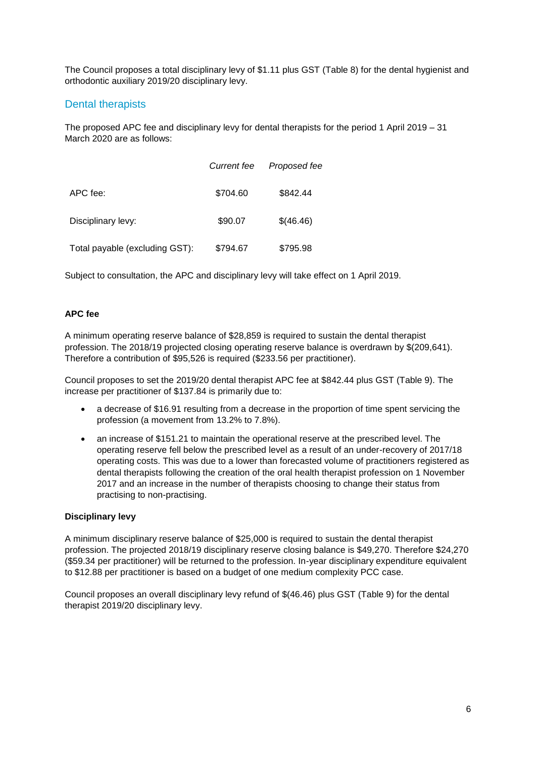The Council proposes a total disciplinary levy of $1.11 plus GST (Table 8) for the dental hygienist and orthodontic auxiliary 2019/20 disciplinary levy.

## Dental therapists

The proposed APC fee and disciplinary levy for dental therapists for the period 1 April 2019 – 31 March 2020 are as follows:

| | *Current fee* | *Proposed fee* |
|---|---|---|
| APC fee: | $704.60 | $842.44 |
| Disciplinary levy: | $90.07 | $(46.46) |
| Total payable (excluding GST): | $794.67 | $795.98 |

Subject to consultation, the APC and disciplinary levy will take effect on 1 April 2019.

**APC fee**

A minimum operating reserve balance of $28,859 is required to sustain the dental therapist profession. The 2018/19 projected closing operating reserve balance is overdrawn by $(209,641). Therefore a contribution of $95,526 is required ($233.56 per practitioner).

Council proposes to set the 2019/20 dental therapist APC fee at $842.44 plus GST (Table 9). The increase per practitioner of $137.84 is primarily due to:

- a decrease of $16.91 resulting from a decrease in the proportion of time spent servicing the profession (a movement from 13.2% to 7.8%).
- an increase of $151.21 to maintain the operational reserve at the prescribed level. The operating reserve fell below the prescribed level as a result of an under-recovery of 2017/18 operating costs. This was due to a lower than forecasted volume of practitioners registered as dental therapists following the creation of the oral health therapist profession on 1 November 2017 and an increase in the number of therapists choosing to change their status from practising to non-practising.

**Disciplinary levy**

A minimum disciplinary reserve balance of $25,000 is required to sustain the dental therapist profession. The projected 2018/19 disciplinary reserve closing balance is $49,270. Therefore $24,270 ($59.34 per practitioner) will be returned to the profession. In-year disciplinary expenditure equivalent to $12.88 per practitioner is based on a budget of one medium complexity PCC case.

Council proposes an overall disciplinary levy refund of $(46.46) plus GST (Table 9) for the dental therapist 2019/20 disciplinary levy.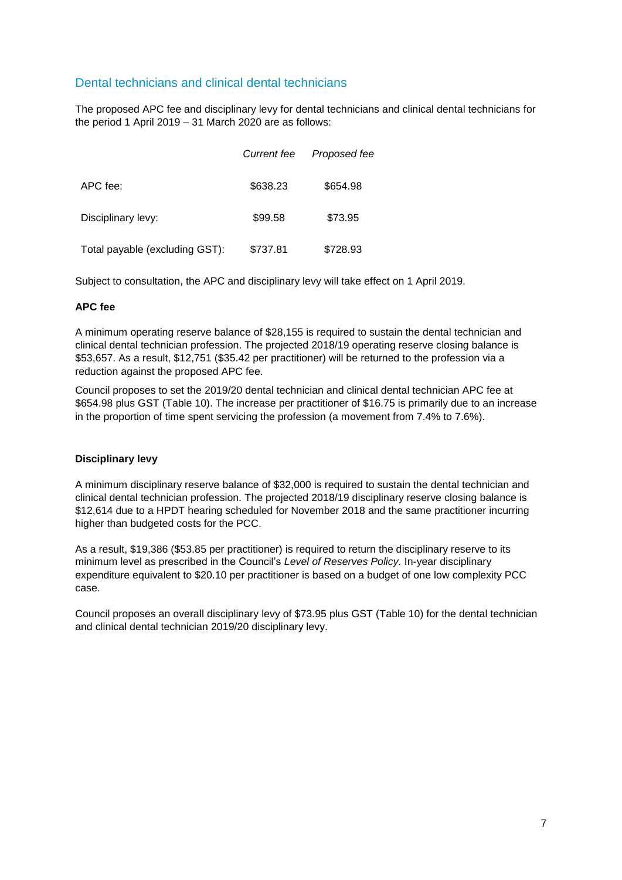## Dental technicians and clinical dental technicians

The proposed APC fee and disciplinary levy for dental technicians and clinical dental technicians for the period 1 April 2019 – 31 March 2020 are as follows:

| | *Current fee* | *Proposed fee* |
|---|---|---|
| APC fee: | \$638.23 | \$654.98 |
| Disciplinary levy: | \$99.58 | \$73.95 |
| Total payable (excluding GST): | \$737.81 | \$728.93 |

Subject to consultation, the APC and disciplinary levy will take effect on 1 April 2019.

**APC fee**

A minimum operating reserve balance of \$28,155 is required to sustain the dental technician and clinical dental technician profession. The projected 2018/19 operating reserve closing balance is \$53,657. As a result, \$12,751 (\$35.42 per practitioner) will be returned to the profession via a reduction against the proposed APC fee.

Council proposes to set the 2019/20 dental technician and clinical dental technician APC fee at \$654.98 plus GST (Table 10). The increase per practitioner of \$16.75 is primarily due to an increase in the proportion of time spent servicing the profession (a movement from 7.4% to 7.6%).

**Disciplinary levy**

A minimum disciplinary reserve balance of \$32,000 is required to sustain the dental technician and clinical dental technician profession. The projected 2018/19 disciplinary reserve closing balance is \$12,614 due to a HPDT hearing scheduled for November 2018 and the same practitioner incurring higher than budgeted costs for the PCC.

As a result, \$19,386 (\$53.85 per practitioner) is required to return the disciplinary reserve to its minimum level as prescribed in the Council's *Level of Reserves Policy.* In-year disciplinary expenditure equivalent to \$20.10 per practitioner is based on a budget of one low complexity PCC case.

Council proposes an overall disciplinary levy of \$73.95 plus GST (Table 10) for the dental technician and clinical dental technician 2019/20 disciplinary levy.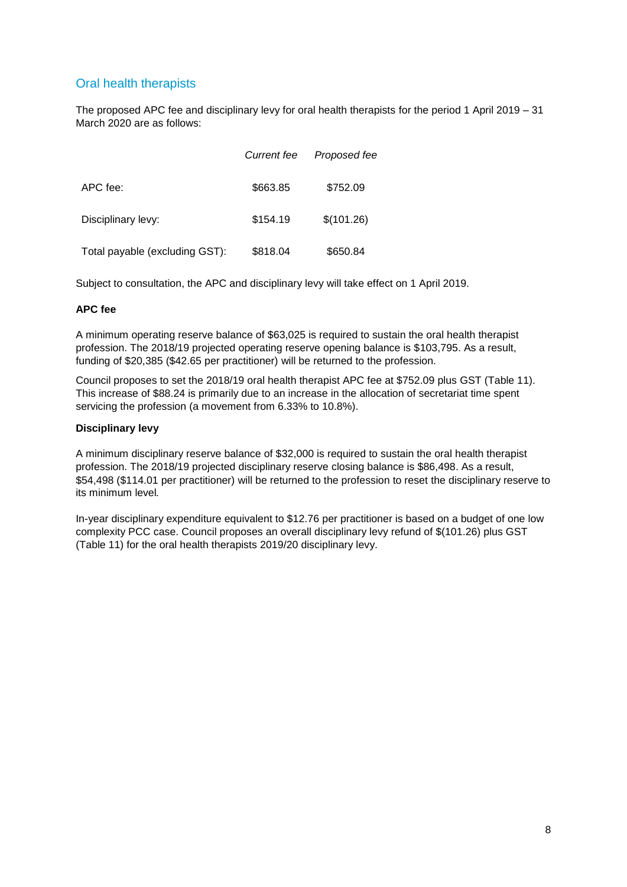## Oral health therapists

The proposed APC fee and disciplinary levy for oral health therapists for the period 1 April 2019 – 31 March 2020 are as follows:

| | *Current fee* | *Proposed fee* |
|---|---|---|
| APC fee: | $663.85 | $752.09 |
| Disciplinary levy: | $154.19 | $(101.26) |
| Total payable (excluding GST): | $818.04 | $650.84 |

Subject to consultation, the APC and disciplinary levy will take effect on 1 April 2019.

**APC fee**

A minimum operating reserve balance of $63,025 is required to sustain the oral health therapist profession. The 2018/19 projected operating reserve opening balance is $103,795. As a result, funding of $20,385 ($42.65 per practitioner) will be returned to the profession.

Council proposes to set the 2018/19 oral health therapist APC fee at $752.09 plus GST (Table 11). This increase of $88.24 is primarily due to an increase in the allocation of secretariat time spent servicing the profession (a movement from 6.33% to 10.8%).

**Disciplinary levy**

A minimum disciplinary reserve balance of $32,000 is required to sustain the oral health therapist profession. The 2018/19 projected disciplinary reserve closing balance is $86,498. As a result, $54,498 ($114.01 per practitioner) will be returned to the profession to reset the disciplinary reserve to its minimum level.

In-year disciplinary expenditure equivalent to $12.76 per practitioner is based on a budget of one low complexity PCC case. Council proposes an overall disciplinary levy refund of $(101.26) plus GST (Table 11) for the oral health therapists 2019/20 disciplinary levy.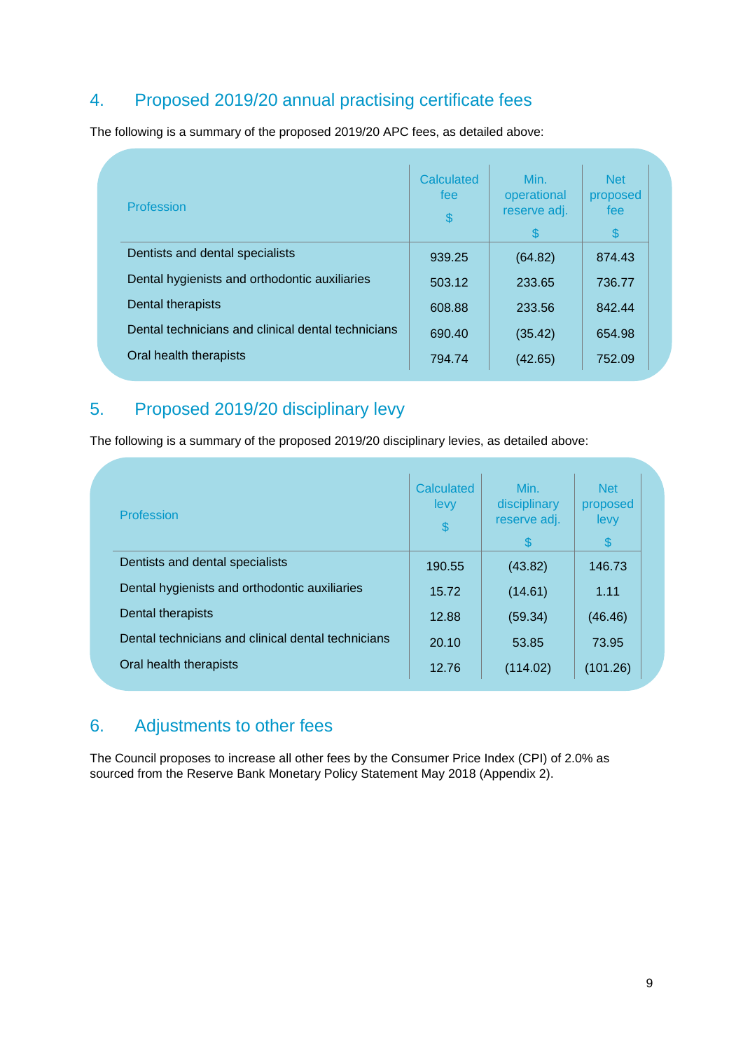## 4. Proposed 2019/20 annual practising certificate fees

The following is a summary of the proposed 2019/20 APC fees, as detailed above:

| Profession | Calculated fee<br>$ | Min. operational reserve adj.<br>$ | Net proposed fee<br>$ |
|---|---|---|---|
| Dentists and dental specialists | 939.25 | (64.82) | 874.43 |
| Dental hygienists and orthodontic auxiliaries | 503.12 | 233.65 | 736.77 |
| Dental therapists | 608.88 | 233.56 | 842.44 |
| Dental technicians and clinical dental technicians | 690.40 | (35.42) | 654.98 |
| Oral health therapists | 794.74 | (42.65) | 752.09 |

## 5. Proposed 2019/20 disciplinary levy

The following is a summary of the proposed 2019/20 disciplinary levies, as detailed above:

| Profession | Calculated levy<br>$ | Min. disciplinary reserve adj.<br>$ | Net proposed levy<br>$ |
|---|---|---|---|
| Dentists and dental specialists | 190.55 | (43.82) | 146.73 |
| Dental hygienists and orthodontic auxiliaries | 15.72 | (14.61) | 1.11 |
| Dental therapists | 12.88 | (59.34) | (46.46) |
| Dental technicians and clinical dental technicians | 20.10 | 53.85 | 73.95 |
| Oral health therapists | 12.76 | (114.02) | (101.26) |

## 6. Adjustments to other fees

The Council proposes to increase all other fees by the Consumer Price Index (CPI) of 2.0% as sourced from the Reserve Bank Monetary Policy Statement May 2018 (Appendix 2).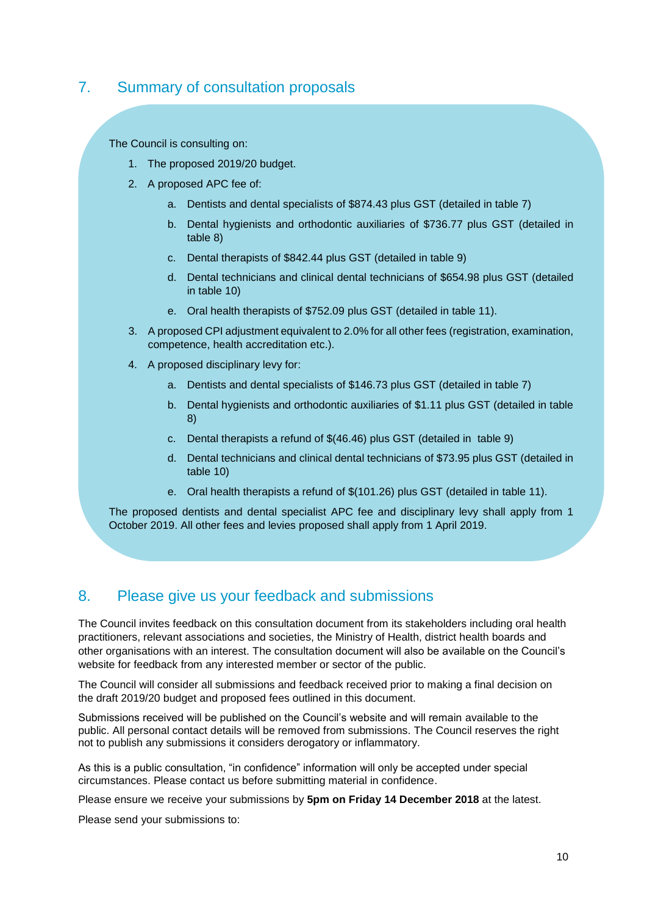## 7. Summary of consultation proposals

The Council is consulting on:

1. The proposed 2019/20 budget.
2. A proposed APC fee of:
   a. Dentists and dental specialists of $874.43 plus GST (detailed in table 7)
   b. Dental hygienists and orthodontic auxiliaries of $736.77 plus GST (detailed in table 8)
   c. Dental therapists of $842.44 plus GST (detailed in table 9)
   d. Dental technicians and clinical dental technicians of $654.98 plus GST (detailed in table 10)
   e. Oral health therapists of $752.09 plus GST (detailed in table 11).
3. A proposed CPI adjustment equivalent to 2.0% for all other fees (registration, examination, competence, health accreditation etc.).
4. A proposed disciplinary levy for:
   a. Dentists and dental specialists of $146.73 plus GST (detailed in table 7)
   b. Dental hygienists and orthodontic auxiliaries of $1.11 plus GST (detailed in table 8)
   c. Dental therapists a refund of $(46.46) plus GST (detailed in table 9)
   d. Dental technicians and clinical dental technicians of $73.95 plus GST (detailed in table 10)
   e. Oral health therapists a refund of $(101.26) plus GST (detailed in table 11).

The proposed dentists and dental specialist APC fee and disciplinary levy shall apply from 1 October 2019. All other fees and levies proposed shall apply from 1 April 2019.

## 8. Please give us your feedback and submissions

The Council invites feedback on this consultation document from its stakeholders including oral health practitioners, relevant associations and societies, the Ministry of Health, district health boards and other organisations with an interest. The consultation document will also be available on the Council's website for feedback from any interested member or sector of the public.

The Council will consider all submissions and feedback received prior to making a final decision on the draft 2019/20 budget and proposed fees outlined in this document.

Submissions received will be published on the Council's website and will remain available to the public. All personal contact details will be removed from submissions. The Council reserves the right not to publish any submissions it considers derogatory or inflammatory.

As this is a public consultation, "in confidence" information will only be accepted under special circumstances. Please contact us before submitting material in confidence.

Please ensure we receive your submissions by **5pm on Friday 14 December 2018** at the latest.

Please send your submissions to: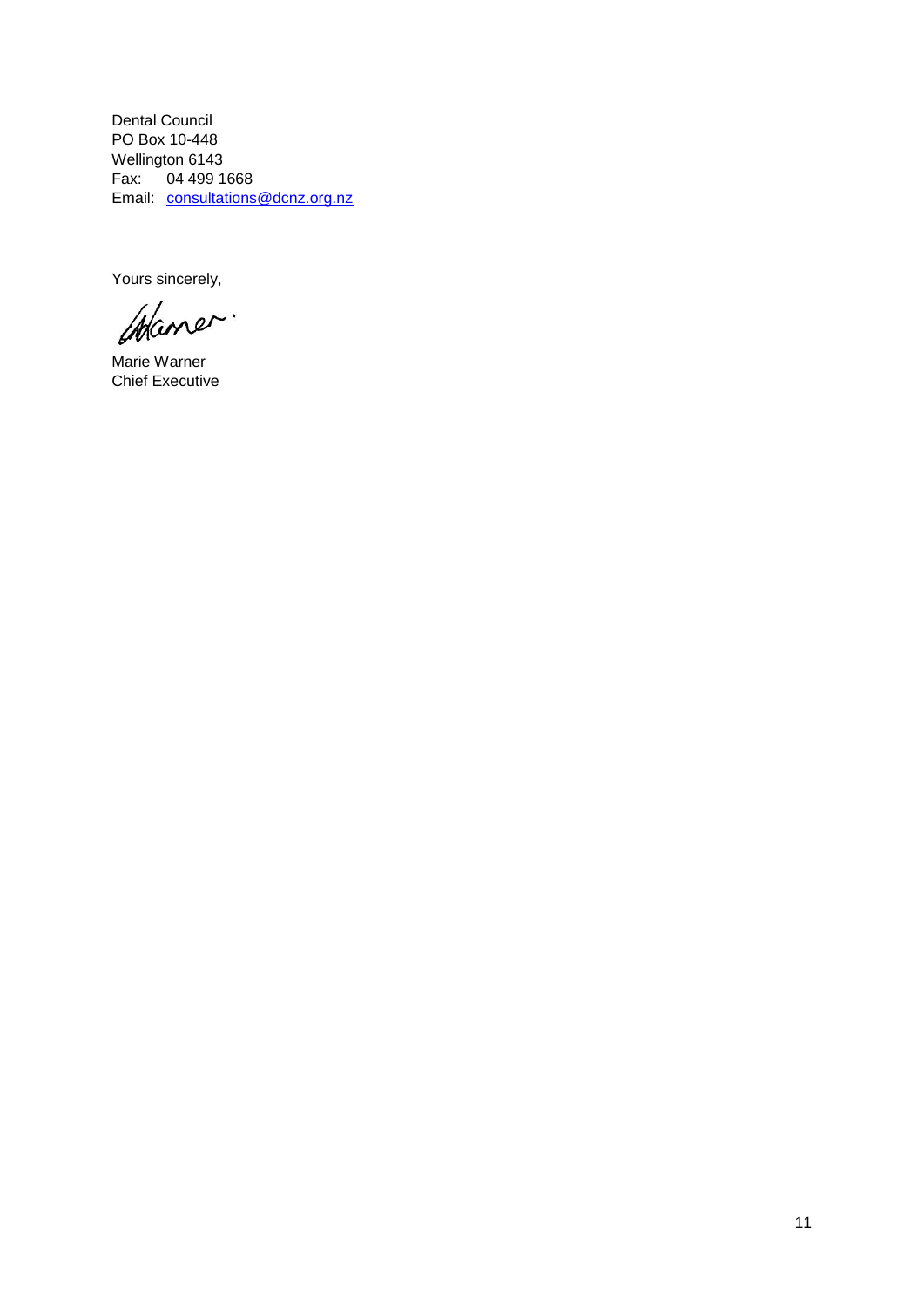Dental Council  
PO Box 10-448  
Wellington 6143  
Fax: 04 499 1668  
Email: consultations@dcnz.org.nz

Yours sincerely,

Marie Warner  
Chief Executive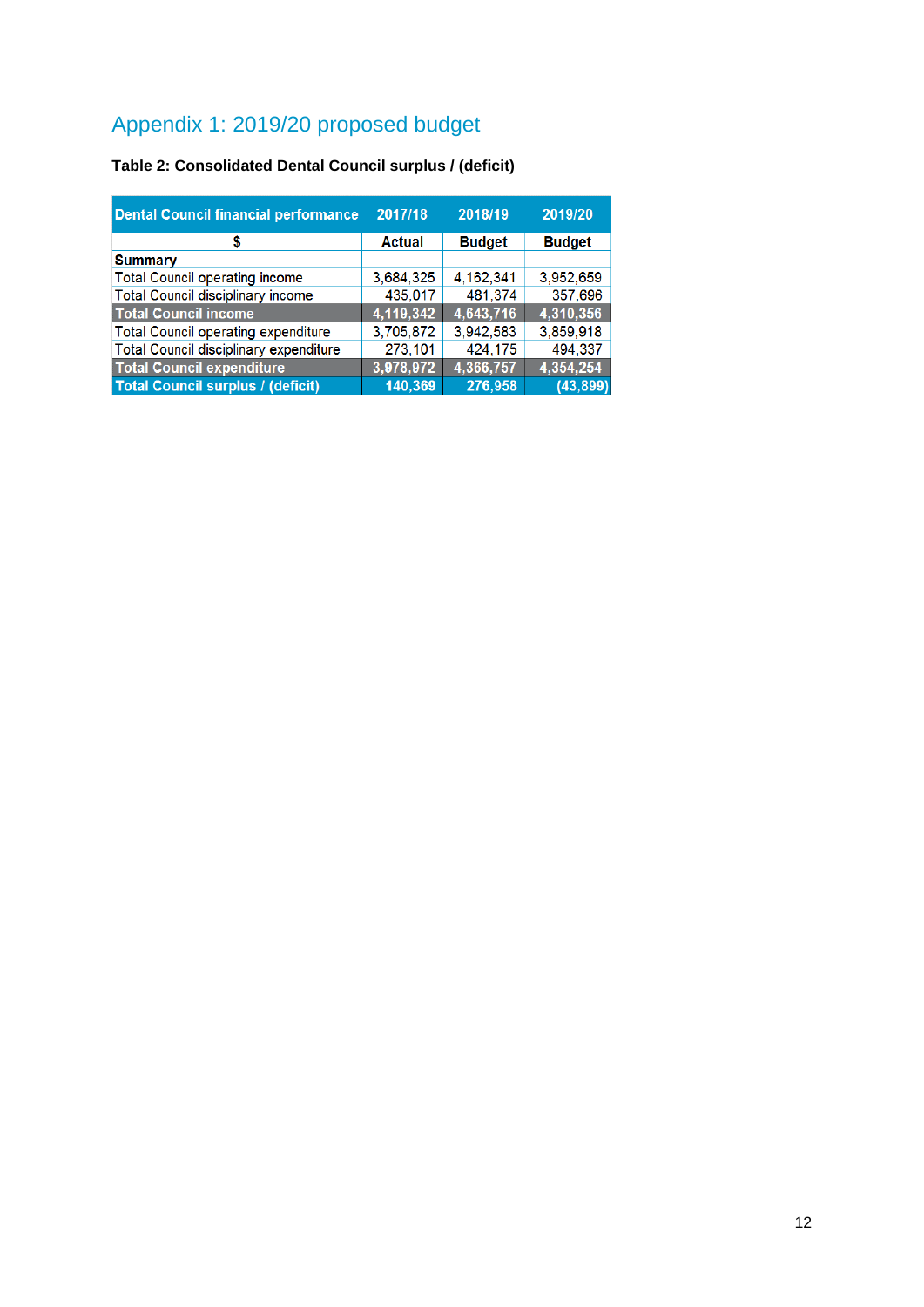# Appendix 1: 2019/20 proposed budget

**Table 2: Consolidated Dental Council surplus / (deficit)**

| Dental Council financial performance | 2017/18 | 2018/19 | 2019/20 |
|---|---|---|---|
| **$** | **Actual** | **Budget** | **Budget** |
| **Summary** | | | |
| Total Council operating income | 3,684,325 | 4,162,341 | 3,952,659 |
| Total Council disciplinary income | 435,017 | 481,374 | 357,696 |
| **Total Council income** | **4,119,342** | **4,643,716** | **4,310,356** |
| Total Council operating expenditure | 3,705,872 | 3,942,583 | 3,859,918 |
| Total Council disciplinary expenditure | 273,101 | 424,175 | 494,337 |
| **Total Council expenditure** | **3,978,972** | **4,366,757** | **4,354,254** |
| **Total Council surplus / (deficit)** | **140,369** | **276,958** | **(43,899)** |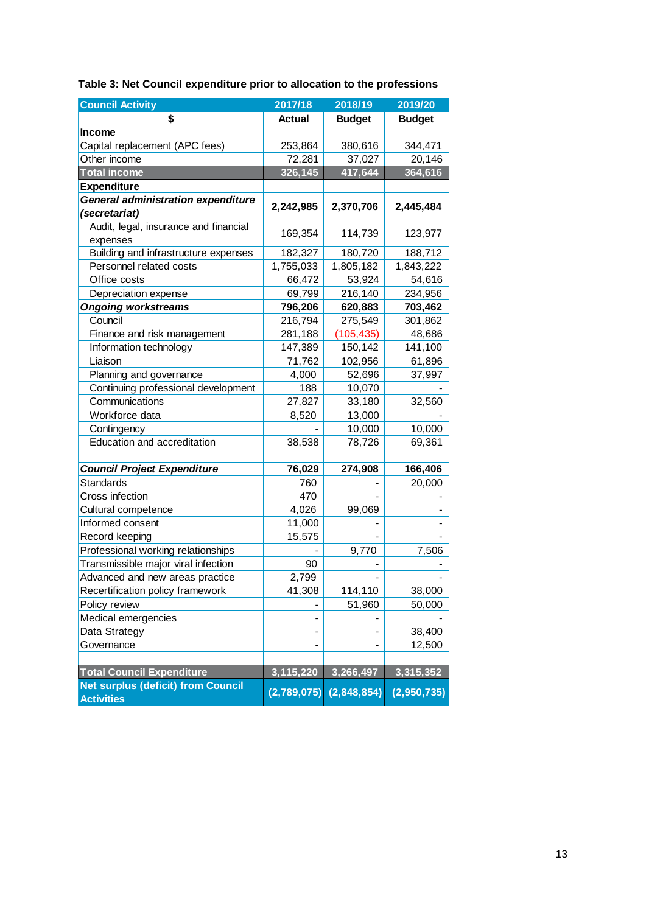**Table 3: Net Council expenditure prior to allocation to the professions**

| Council Activity | 2017/18 | 2018/19 | 2019/20 |
|---|---|---|---|
| $ | Actual | Budget | Budget |
| **Income** | | | |
| Capital replacement (APC fees) | 253,864 | 380,616 | 344,471 |
| Other income | 72,281 | 37,027 | 20,146 |
| **Total income** | **326,145** | **417,644** | **364,616** |
| **Expenditure** | | | |
| ***General administration expenditure (secretariat)*** | **2,242,985** | **2,370,706** | **2,445,484** |
| Audit, legal, insurance and financial expenses | 169,354 | 114,739 | 123,977 |
| Building and infrastructure expenses | 182,327 | 180,720 | 188,712 |
| Personnel related costs | 1,755,033 | 1,805,182 | 1,843,222 |
| Office costs | 66,472 | 53,924 | 54,616 |
| Depreciation expense | 69,799 | 216,140 | 234,956 |
| ***Ongoing workstreams*** | **796,206** | **620,883** | **703,462** |
| Council | 216,794 | 275,549 | 301,862 |
| Finance and risk management | 281,188 | (105,435) | 48,686 |
| Information technology | 147,389 | 150,142 | 141,100 |
| Liaison | 71,762 | 102,956 | 61,896 |
| Planning and governance | 4,000 | 52,696 | 37,997 |
| Continuing professional development | 188 | 10,070 | - |
| Communications | 27,827 | 33,180 | 32,560 |
| Workforce data | 8,520 | 13,000 | - |
| Contingency | - | 10,000 | 10,000 |
| Education and accreditation | 38,538 | 78,726 | 69,361 |
| | | | |
| ***Council Project Expenditure*** | **76,029** | **274,908** | **166,406** |
| Standards | 760 | - | 20,000 |
| Cross infection | 470 | - | - |
| Cultural competence | 4,026 | 99,069 | - |
| Informed consent | 11,000 | - | - |
| Record keeping | 15,575 | - | - |
| Professional working relationships | - | 9,770 | 7,506 |
| Transmissible major viral infection | 90 | - | - |
| Advanced and new areas practice | 2,799 | - | - |
| Recertification policy framework | 41,308 | 114,110 | 38,000 |
| Policy review | - | 51,960 | 50,000 |
| Medical emergencies | - | - | - |
| Data Strategy | - | - | 38,400 |
| Governance | - | - | 12,500 |
| | | | |
| **Total Council Expenditure** | **3,115,220** | **3,266,497** | **3,315,352** |
| **Net surplus (deficit) from Council Activities** | **(2,789,075)** | **(2,848,854)** | **(2,950,735)** |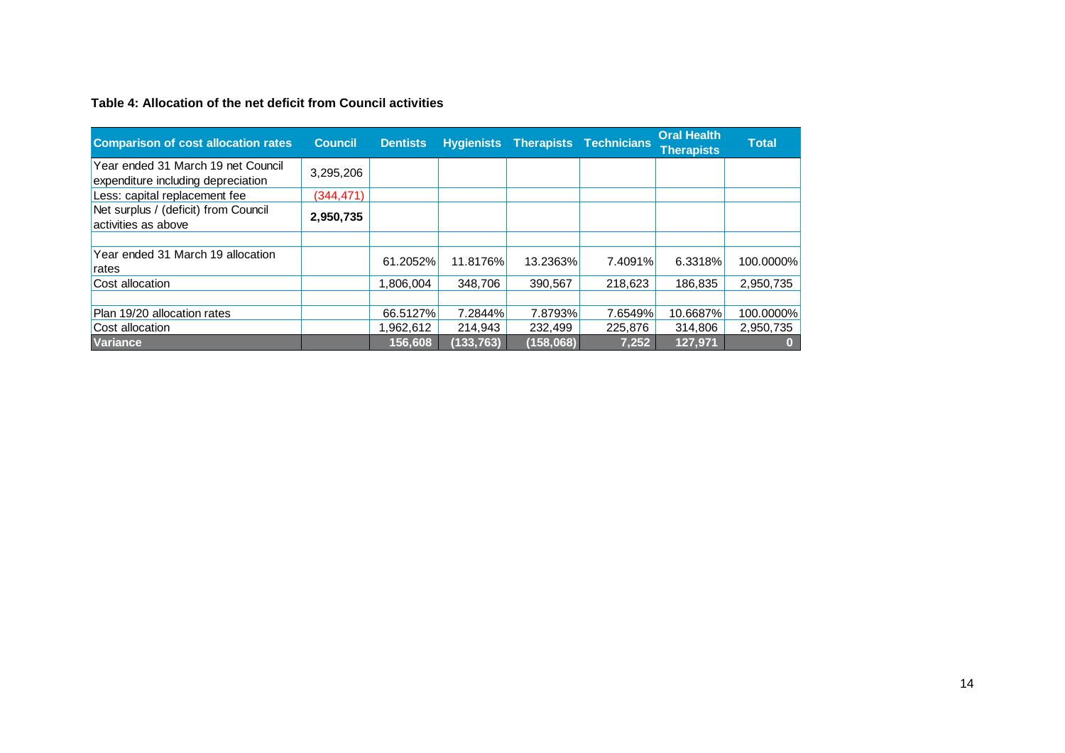**Table 4: Allocation of the net deficit from Council activities**

| Comparison of cost allocation rates | Council | Dentists | Hygienists | Therapists | Technicians | Oral Health Therapists | Total |
|---|---|---|---|---|---|---|---|
| Year ended 31 March 19 net Council expenditure including depreciation | 3,295,206 | | | | | | |
| Less: capital replacement fee | (344,471) | | | | | | |
| Net surplus / (deficit) from Council activities as above | **2,950,735** | | | | | | |
| | | | | | | | |
| Year ended 31 March 19 allocation rates | | 61.2052% | 11.8176% | 13.2363% | 7.4091% | 6.3318% | 100.0000% |
| Cost allocation | | 1,806,004 | 348,706 | 390,567 | 218,623 | 186,835 | 2,950,735 |
| | | | | | | | |
| Plan 19/20 allocation rates | | 66.5127% | 7.2844% | 7.8793% | 7.6549% | 10.6687% | 100.0000% |
| Cost allocation | | 1,962,612 | 214,943 | 232,499 | 225,876 | 314,806 | 2,950,735 |
| **Variance** | | **156,608** | **(133,763)** | **(158,068)** | **7,252** | **127,971** | **0** |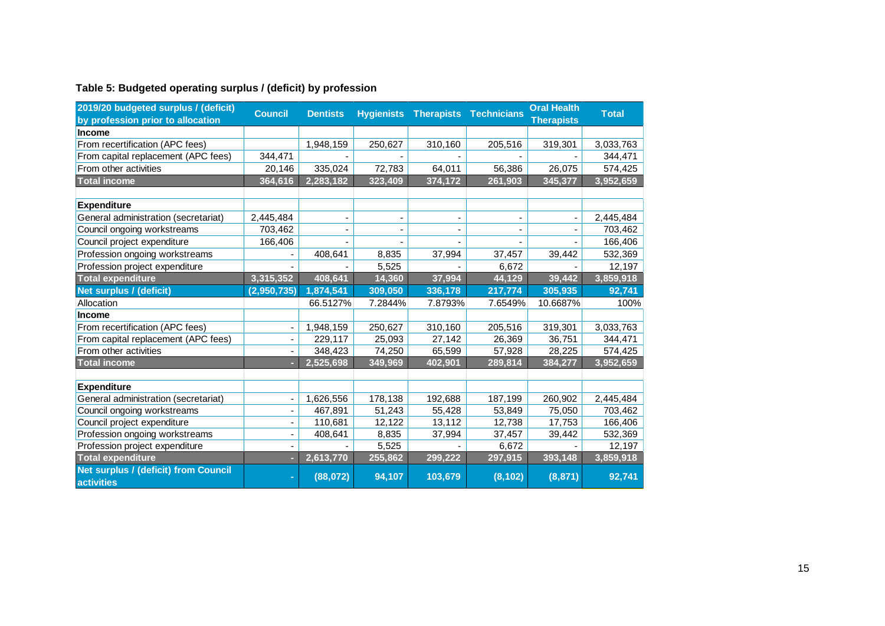**Table 5: Budgeted operating surplus / (deficit) by profession**

| 2019/20 budgeted surplus / (deficit) by profession prior to allocation | Council | Dentists | Hygienists | Therapists | Technicians | Oral Health Therapists | Total |
|---|---|---|---|---|---|---|---|
| **Income** | | | | | | | |
| From recertification (APC fees) | | 1,948,159 | 250,627 | 310,160 | 205,516 | 319,301 | 3,033,763 |
| From capital replacement (APC fees) | 344,471 | - | - | - | - | - | 344,471 |
| From other activities | 20,146 | 335,024 | 72,783 | 64,011 | 56,386 | 26,075 | 574,425 |
| **Total income** | **364,616** | **2,283,182** | **323,409** | **374,172** | **261,903** | **345,377** | **3,952,659** |
| | | | | | | | |
| **Expenditure** | | | | | | | |
| General administration (secretariat) | 2,445,484 | - | - | - | - | - | 2,445,484 |
| Council ongoing workstreams | 703,462 | - | - | - | - | - | 703,462 |
| Council project expenditure | 166,406 | - | - | - | - | - | 166,406 |
| Profession ongoing workstreams | - | 408,641 | 8,835 | 37,994 | 37,457 | 39,442 | 532,369 |
| Profession project expenditure | - | - | 5,525 | - | 6,672 | - | 12,197 |
| **Total expenditure** | **3,315,352** | **408,641** | **14,360** | **37,994** | **44,129** | **39,442** | **3,859,918** |
| **Net surplus / (deficit)** | **(2,950,735)** | **1,874,541** | **309,050** | **336,178** | **217,774** | **305,935** | **92,741** |
| Allocation | | 66.5127% | 7.2844% | 7.8793% | 7.6549% | 10.6687% | 100% |
| **Income** | | | | | | | |
| From recertification (APC fees) | - | 1,948,159 | 250,627 | 310,160 | 205,516 | 319,301 | 3,033,763 |
| From capital replacement (APC fees) | - | 229,117 | 25,093 | 27,142 | 26,369 | 36,751 | 344,471 |
| From other activities | - | 348,423 | 74,250 | 65,599 | 57,928 | 28,225 | 574,425 |
| **Total income** | **-** | **2,525,698** | **349,969** | **402,901** | **289,814** | **384,277** | **3,952,659** |
| | | | | | | | |
| **Expenditure** | | | | | | | |
| General administration (secretariat) | - | 1,626,556 | 178,138 | 192,688 | 187,199 | 260,902 | 2,445,484 |
| Council ongoing workstreams | - | 467,891 | 51,243 | 55,428 | 53,849 | 75,050 | 703,462 |
| Council project expenditure | - | 110,681 | 12,122 | 13,112 | 12,738 | 17,753 | 166,406 |
| Profession ongoing workstreams | - | 408,641 | 8,835 | 37,994 | 37,457 | 39,442 | 532,369 |
| Profession project expenditure | - | - | 5,525 | - | 6,672 | - | 12,197 |
| **Total expenditure** | **-** | **2,613,770** | **255,862** | **299,222** | **297,915** | **393,148** | **3,859,918** |
| **Net surplus / (deficit) from Council activities** | **-** | **(88,072)** | **94,107** | **103,679** | **(8,102)** | **(8,871)** | **92,741** |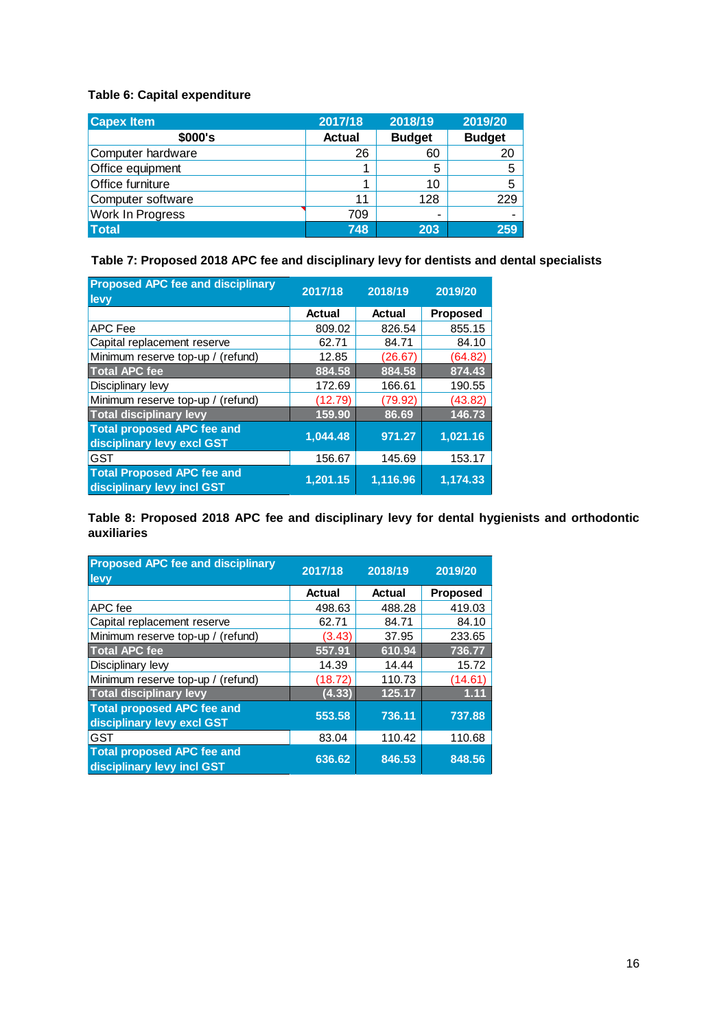**Table 6: Capital expenditure**

| Capex Item | 2017/18 | 2018/19 | 2019/20 |
|---|---|---|---|
| $000's | Actual | Budget | Budget |
| Computer hardware | 26 | 60 | 20 |
| Office equipment | 1 | 5 | 5 |
| Office furniture | 1 | 10 | 5 |
| Computer software | 11 | 128 | 229 |
| Work In Progress | 709 | - | - |
| **Total** | **748** | **203** | **259** |

**Table 7: Proposed 2018 APC fee and disciplinary levy for dentists and dental specialists**

| Proposed APC fee and disciplinary levy | 2017/18 | 2018/19 | 2019/20 |
|---|---|---|---|
| | Actual | Actual | Proposed |
| APC Fee | 809.02 | 826.54 | 855.15 |
| Capital replacement reserve | 62.71 | 84.71 | 84.10 |
| Minimum reserve top-up / (refund) | 12.85 | (26.67) | (64.82) |
| **Total APC fee** | **884.58** | **884.58** | **874.43** |
| Disciplinary levy | 172.69 | 166.61 | 190.55 |
| Minimum reserve top-up / (refund) | (12.79) | (79.92) | (43.82) |
| **Total disciplinary levy** | **159.90** | **86.69** | **146.73** |
| **Total proposed APC fee and disciplinary levy excl GST** | **1,044.48** | **971.27** | **1,021.16** |
| GST | 156.67 | 145.69 | 153.17 |
| **Total Proposed APC fee and disciplinary levy incl GST** | **1,201.15** | **1,116.96** | **1,174.33** |

**Table 8: Proposed 2018 APC fee and disciplinary levy for dental hygienists and orthodontic auxiliaries**

| Proposed APC fee and disciplinary levy | 2017/18 | 2018/19 | 2019/20 |
|---|---|---|---|
| | Actual | Actual | Proposed |
| APC fee | 498.63 | 488.28 | 419.03 |
| Capital replacement reserve | 62.71 | 84.71 | 84.10 |
| Minimum reserve top-up / (refund) | (3.43) | 37.95 | 233.65 |
| **Total APC fee** | **557.91** | **610.94** | **736.77** |
| Disciplinary levy | 14.39 | 14.44 | 15.72 |
| Minimum reserve top-up / (refund) | (18.72) | 110.73 | (14.61) |
| **Total disciplinary levy** | **(4.33)** | **125.17** | **1.11** |
| **Total proposed APC fee and disciplinary levy excl GST** | **553.58** | **736.11** | **737.88** |
| GST | 83.04 | 110.42 | 110.68 |
| **Total proposed APC fee and disciplinary levy incl GST** | **636.62** | **846.53** | **848.56** |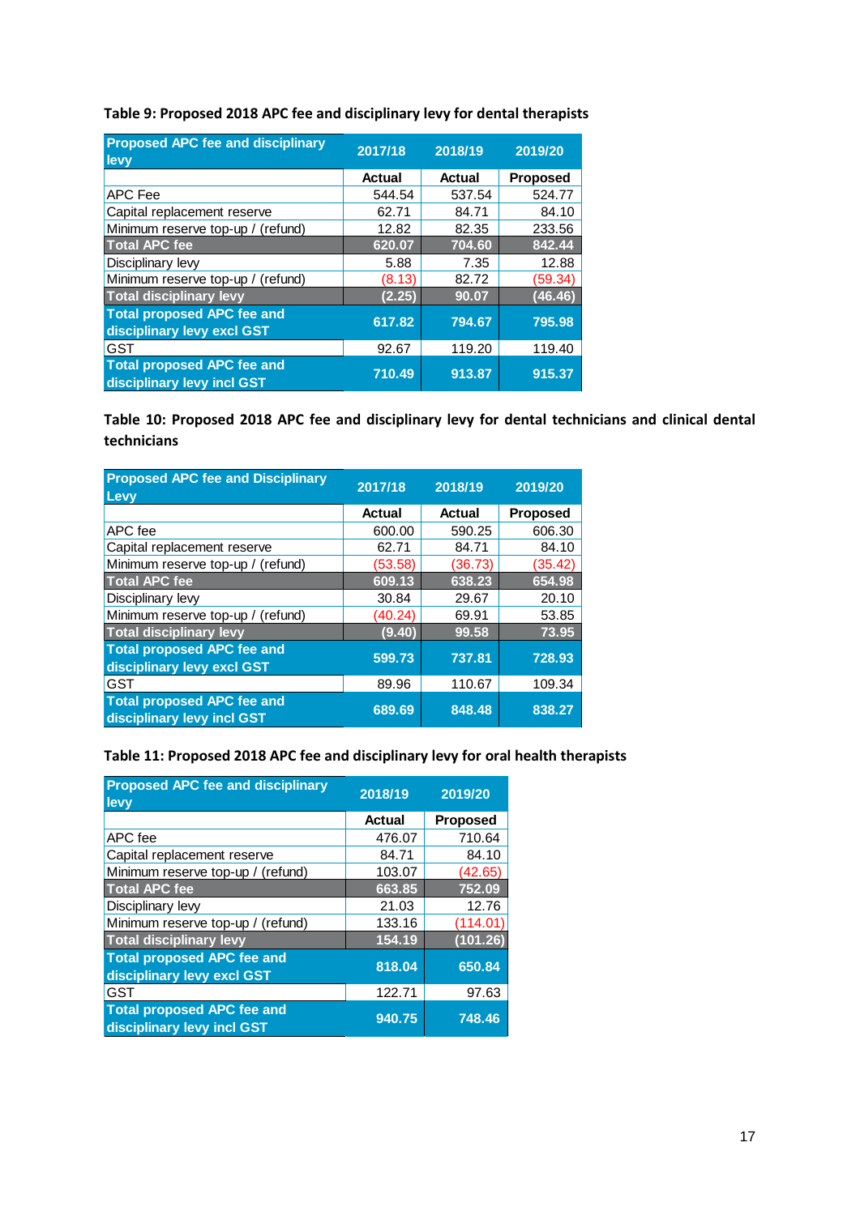**Table 9: Proposed 2018 APC fee and disciplinary levy for dental therapists**

| Proposed APC fee and disciplinary levy | 2017/18 | 2018/19 | 2019/20 |
|---|---|---|---|
| | Actual | Actual | Proposed |
| APC Fee | 544.54 | 537.54 | 524.77 |
| Capital replacement reserve | 62.71 | 84.71 | 84.10 |
| Minimum reserve top-up / (refund) | 12.82 | 82.35 | 233.56 |
| **Total APC fee** | **620.07** | **704.60** | **842.44** |
| Disciplinary levy | 5.88 | 7.35 | 12.88 |
| Minimum reserve top-up / (refund) | (8.13) | 82.72 | (59.34) |
| **Total disciplinary levy** | **(2.25)** | **90.07** | **(46.46)** |
| **Total proposed APC fee and disciplinary levy excl GST** | **617.82** | **794.67** | **795.98** |
| GST | 92.67 | 119.20 | 119.40 |
| **Total proposed APC fee and disciplinary levy incl GST** | **710.49** | **913.87** | **915.37** |

**Table 10: Proposed 2018 APC fee and disciplinary levy for dental technicians and clinical dental technicians**

| Proposed APC fee and Disciplinary Levy | 2017/18 | 2018/19 | 2019/20 |
|---|---|---|---|
| | Actual | Actual | Proposed |
| APC fee | 600.00 | 590.25 | 606.30 |
| Capital replacement reserve | 62.71 | 84.71 | 84.10 |
| Minimum reserve top-up / (refund) | (53.58) | (36.73) | (35.42) |
| **Total APC fee** | **609.13** | **638.23** | **654.98** |
| Disciplinary levy | 30.84 | 29.67 | 20.10 |
| Minimum reserve top-up / (refund) | (40.24) | 69.91 | 53.85 |
| **Total disciplinary levy** | **(9.40)** | **99.58** | **73.95** |
| **Total proposed APC fee and disciplinary levy excl GST** | **599.73** | **737.81** | **728.93** |
| GST | 89.96 | 110.67 | 109.34 |
| **Total proposed APC fee and disciplinary levy incl GST** | **689.69** | **848.48** | **838.27** |

**Table 11: Proposed 2018 APC fee and disciplinary levy for oral health therapists**

| Proposed APC fee and disciplinary levy | 2018/19 | 2019/20 |
|---|---|---|
| | Actual | Proposed |
| APC fee | 476.07 | 710.64 |
| Capital replacement reserve | 84.71 | 84.10 |
| Minimum reserve top-up / (refund) | 103.07 | (42.65) |
| **Total APC fee** | **663.85** | **752.09** |
| Disciplinary levy | 21.03 | 12.76 |
| Minimum reserve top-up / (refund) | 133.16 | (114.01) |
| **Total disciplinary levy** | **154.19** | **(101.26)** |
| **Total proposed APC fee and disciplinary levy excl GST** | **818.04** | **650.84** |
| GST | 122.71 | 97.63 |
| **Total proposed APC fee and disciplinary levy incl GST** | **940.75** | **748.46** |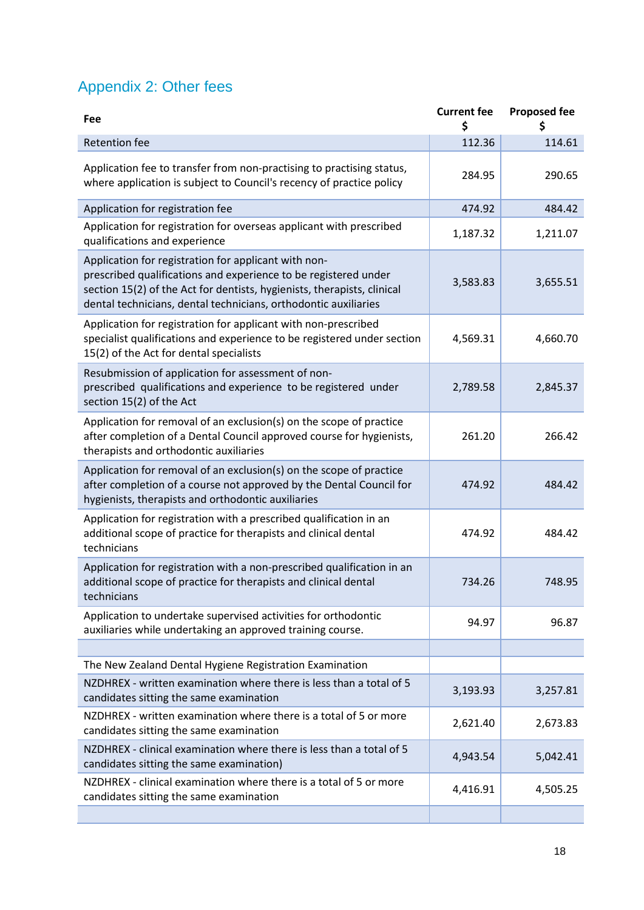## Appendix 2: Other fees

| Fee | Current fee $ | Proposed fee $ |
|---|---|---|
| Retention fee | 112.36 | 114.61 |
| Application fee to transfer from non-practising to practising status, where application is subject to Council's recency of practice policy | 284.95 | 290.65 |
| Application for registration fee | 474.92 | 484.42 |
| Application for registration for overseas applicant with prescribed qualifications and experience | 1,187.32 | 1,211.07 |
| Application for registration for applicant with non-prescribed qualifications and experience to be registered under section 15(2) of the Act for dentists, hygienists, therapists, clinical dental technicians, dental technicians, orthodontic auxiliaries | 3,583.83 | 3,655.51 |
| Application for registration for applicant with non-prescribed specialist qualifications and experience to be registered under section 15(2) of the Act for dental specialists | 4,569.31 | 4,660.70 |
| Resubmission of application for assessment of non-prescribed qualifications and experience to be registered under section 15(2) of the Act | 2,789.58 | 2,845.37 |
| Application for removal of an exclusion(s) on the scope of practice after completion of a Dental Council approved course for hygienists, therapists and orthodontic auxiliaries | 261.20 | 266.42 |
| Application for removal of an exclusion(s) on the scope of practice after completion of a course not approved by the Dental Council for hygienists, therapists and orthodontic auxiliaries | 474.92 | 484.42 |
| Application for registration with a prescribed qualification in an additional scope of practice for therapists and clinical dental technicians | 474.92 | 484.42 |
| Application for registration with a non-prescribed qualification in an additional scope of practice for therapists and clinical dental technicians | 734.26 | 748.95 |
| Application to undertake supervised activities for orthodontic auxiliaries while undertaking an approved training course. | 94.97 | 96.87 |
| | | |
| The New Zealand Dental Hygiene Registration Examination | | |
| NZDHREX - written examination where there is less than a total of 5 candidates sitting the same examination | 3,193.93 | 3,257.81 |
| NZDHREX - written examination where there is a total of 5 or more candidates sitting the same examination | 2,621.40 | 2,673.83 |
| NZDHREX - clinical examination where there is less than a total of 5 candidates sitting the same examination) | 4,943.54 | 5,042.41 |
| NZDHREX - clinical examination where there is a total of 5 or more candidates sitting the same examination | 4,416.91 | 4,505.25 |
| | | |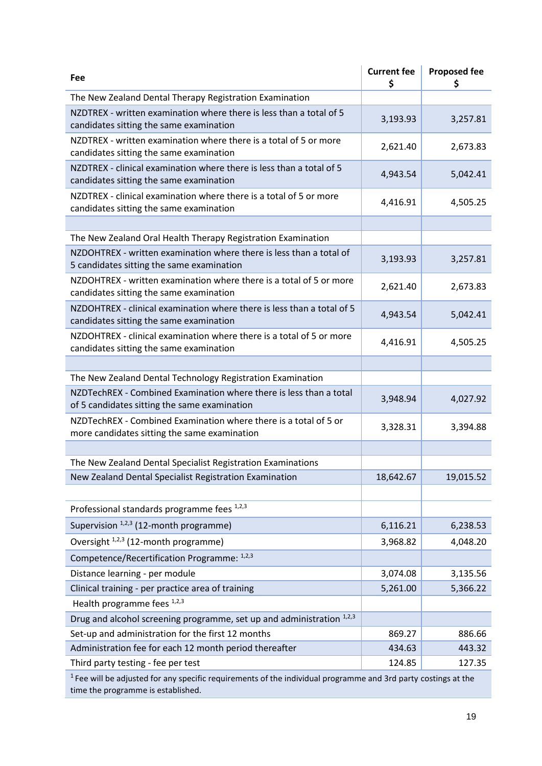| Fee | Current fee $ | Proposed fee $ |
|---|---|---|
| The New Zealand Dental Therapy Registration Examination | | |
| NZDTREX - written examination where there is less than a total of 5 candidates sitting the same examination | 3,193.93 | 3,257.81 |
| NZDTREX - written examination where there is a total of 5 or more candidates sitting the same examination | 2,621.40 | 2,673.83 |
| NZDTREX - clinical examination where there is less than a total of 5 candidates sitting the same examination | 4,943.54 | 5,042.41 |
| NZDTREX - clinical examination where there is a total of 5 or more candidates sitting the same examination | 4,416.91 | 4,505.25 |
| | | |
| The New Zealand Oral Health Therapy Registration Examination | | |
| NZDOHTREX - written examination where there is less than a total of 5 candidates sitting the same examination | 3,193.93 | 3,257.81 |
| NZDOHTREX - written examination where there is a total of 5 or more candidates sitting the same examination | 2,621.40 | 2,673.83 |
| NZDOHTREX - clinical examination where there is less than a total of 5 candidates sitting the same examination | 4,943.54 | 5,042.41 |
| NZDOHTREX - clinical examination where there is a total of 5 or more candidates sitting the same examination | 4,416.91 | 4,505.25 |
| | | |
| The New Zealand Dental Technology Registration Examination | | |
| NZDTechREX - Combined Examination where there is less than a total of 5 candidates sitting the same examination | 3,948.94 | 4,027.92 |
| NZDTechREX - Combined Examination where there is a total of 5 or more candidates sitting the same examination | 3,328.31 | 3,394.88 |
| | | |
| The New Zealand Dental Specialist Registration Examinations | | |
| New Zealand Dental Specialist Registration Examination | 18,642.67 | 19,015.52 |
| | | |
| Professional standards programme fees [1,2,3] | | |
| Supervision [1,2,3] (12-month programme) | 6,116.21 | 6,238.53 |
| Oversight [1,2,3] (12-month programme) | 3,968.82 | 4,048.20 |
| Competence/Recertification Programme: [1,2,3] | | |
| Distance learning - per module | 3,074.08 | 3,135.56 |
| Clinical training - per practice area of training | 5,261.00 | 5,366.22 |
| Health programme fees [1,2,3] | | |
| Drug and alcohol screening programme, set up and administration [1,2,3] | | |
| Set-up and administration for the first 12 months | 869.27 | 886.66 |
| Administration fee for each 12 month period thereafter | 434.63 | 443.32 |
| Third party testing - fee per test | 124.85 | 127.35 |

[1] Fee will be adjusted for any specific requirements of the individual programme and 3rd party costings at the time the programme is established.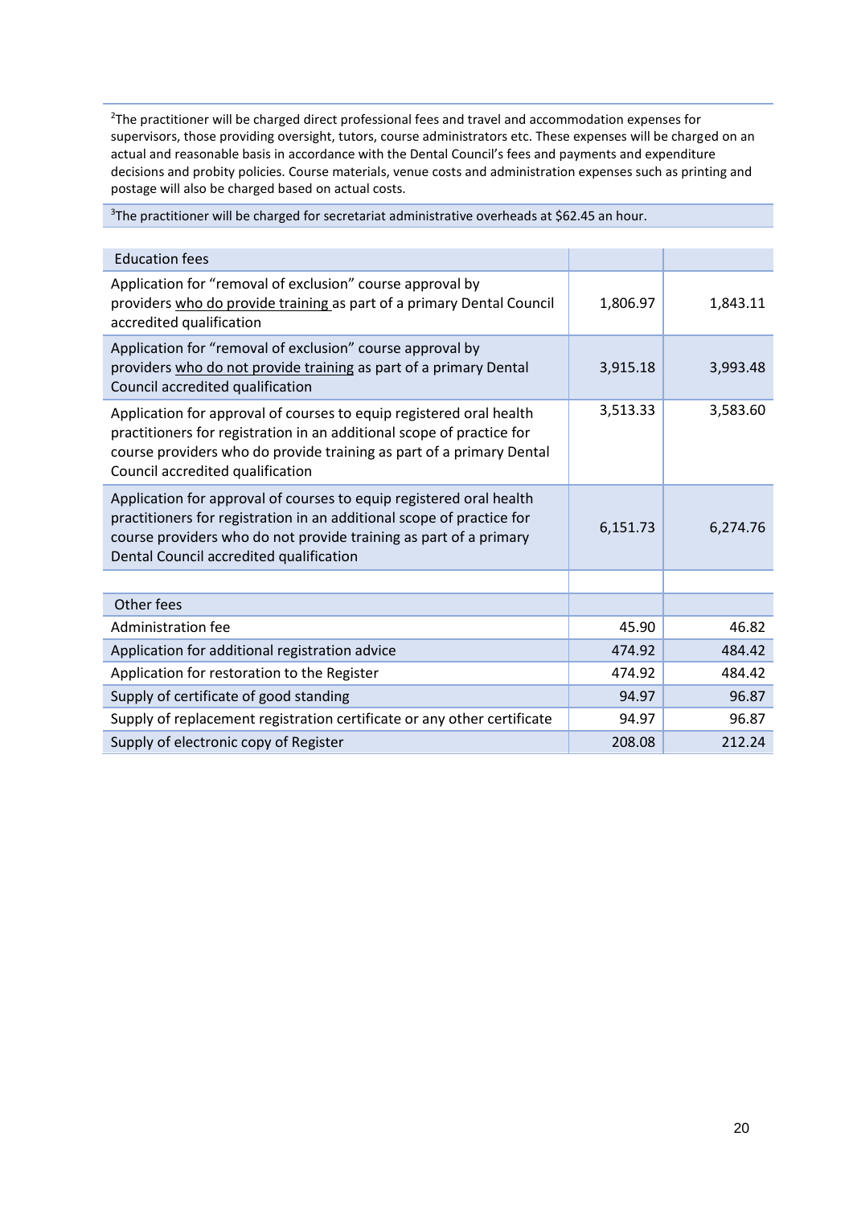[2]The practitioner will be charged direct professional fees and travel and accommodation expenses for supervisors, those providing oversight, tutors, course administrators etc. These expenses will be charged on an actual and reasonable basis in accordance with the Dental Council's fees and payments and expenditure decisions and probity policies. Course materials, venue costs and administration expenses such as printing and postage will also be charged based on actual costs.

[3]The practitioner will be charged for secretariat administrative overheads at $62.45 an hour.

| | | |
|---|---|---|
| Education fees | | |
| Application for "removal of exclusion" course approval by providers who do provide training as part of a primary Dental Council accredited qualification | 1,806.97 | 1,843.11 |
| Application for "removal of exclusion" course approval by providers who do not provide training as part of a primary Dental Council accredited qualification | 3,915.18 | 3,993.48 |
| Application for approval of courses to equip registered oral health practitioners for registration in an additional scope of practice for course providers who do provide training as part of a primary Dental Council accredited qualification | 3,513.33 | 3,583.60 |
| Application for approval of courses to equip registered oral health practitioners for registration in an additional scope of practice for course providers who do not provide training as part of a primary Dental Council accredited qualification | 6,151.73 | 6,274.76 |
| | | |
| Other fees | | |
| Administration fee | 45.90 | 46.82 |
| Application for additional registration advice | 474.92 | 484.42 |
| Application for restoration to the Register | 474.92 | 484.42 |
| Supply of certificate of good standing | 94.97 | 96.87 |
| Supply of replacement registration certificate or any other certificate | 94.97 | 96.87 |
| Supply of electronic copy of Register | 208.08 | 212.24 |